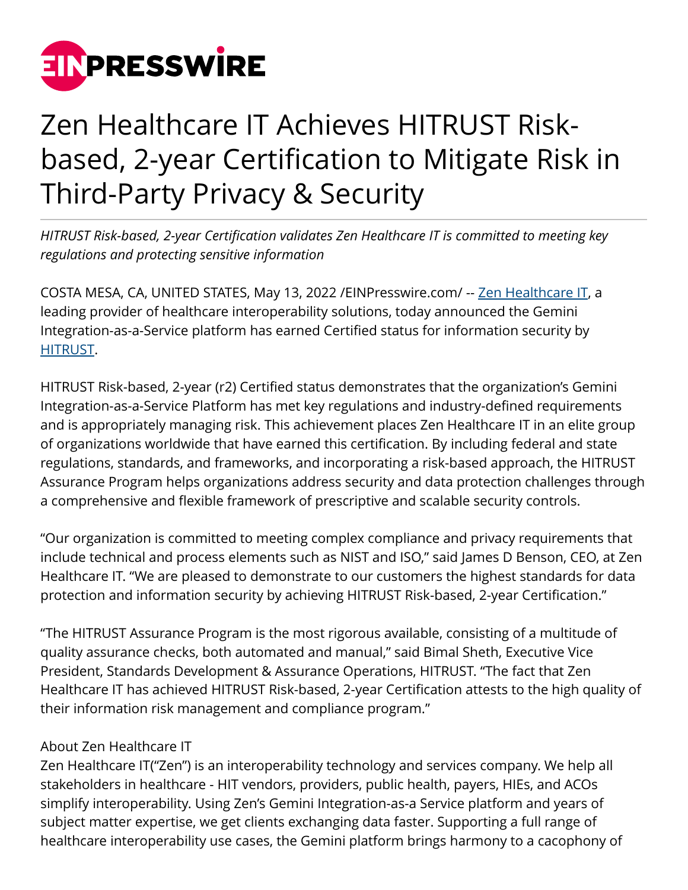# Zen Healthcare IT Achieves HITRUST Risk-based, 2-year Certification to Mitigate Risk in Third-Party Privacy & Security

*HITRUST Risk-based, 2-year Certification validates Zen Healthcare IT is committed to meeting key regulations and protecting sensitive information*

COSTA MESA, CA, UNITED STATES, May 13, 2022 /EINPresswire.com/ -- Zen Healthcare IT, a leading provider of healthcare interoperability solutions, today announced the Gemini Integration-as-a-Service platform has earned Certified status for information security by HITRUST.

HITRUST Risk-based, 2-year (r2) Certified status demonstrates that the organization's Gemini Integration-as-a-Service Platform has met key regulations and industry-defined requirements and is appropriately managing risk. This achievement places Zen Healthcare IT in an elite group of organizations worldwide that have earned this certification. By including federal and state regulations, standards, and frameworks, and incorporating a risk-based approach, the HITRUST Assurance Program helps organizations address security and data protection challenges through a comprehensive and flexible framework of prescriptive and scalable security controls.

"Our organization is committed to meeting complex compliance and privacy requirements that include technical and process elements such as NIST and ISO," said James D Benson, CEO, at Zen Healthcare IT. "We are pleased to demonstrate to our customers the highest standards for data protection and information security by achieving HITRUST Risk-based, 2-year Certification."

"The HITRUST Assurance Program is the most rigorous available, consisting of a multitude of quality assurance checks, both automated and manual," said Bimal Sheth, Executive Vice President, Standards Development & Assurance Operations, HITRUST. "The fact that Zen Healthcare IT has achieved HITRUST Risk-based, 2-year Certification attests to the high quality of their information risk management and compliance program."

About Zen Healthcare IT
Zen Healthcare IT("Zen") is an interoperability technology and services company. We help all stakeholders in healthcare - HIT vendors, providers, public health, payers, HIEs, and ACOs simplify interoperability. Using Zen's Gemini Integration-as-a Service platform and years of subject matter expertise, we get clients exchanging data faster. Supporting a full range of healthcare interoperability use cases, the Gemini platform brings harmony to a cacophony of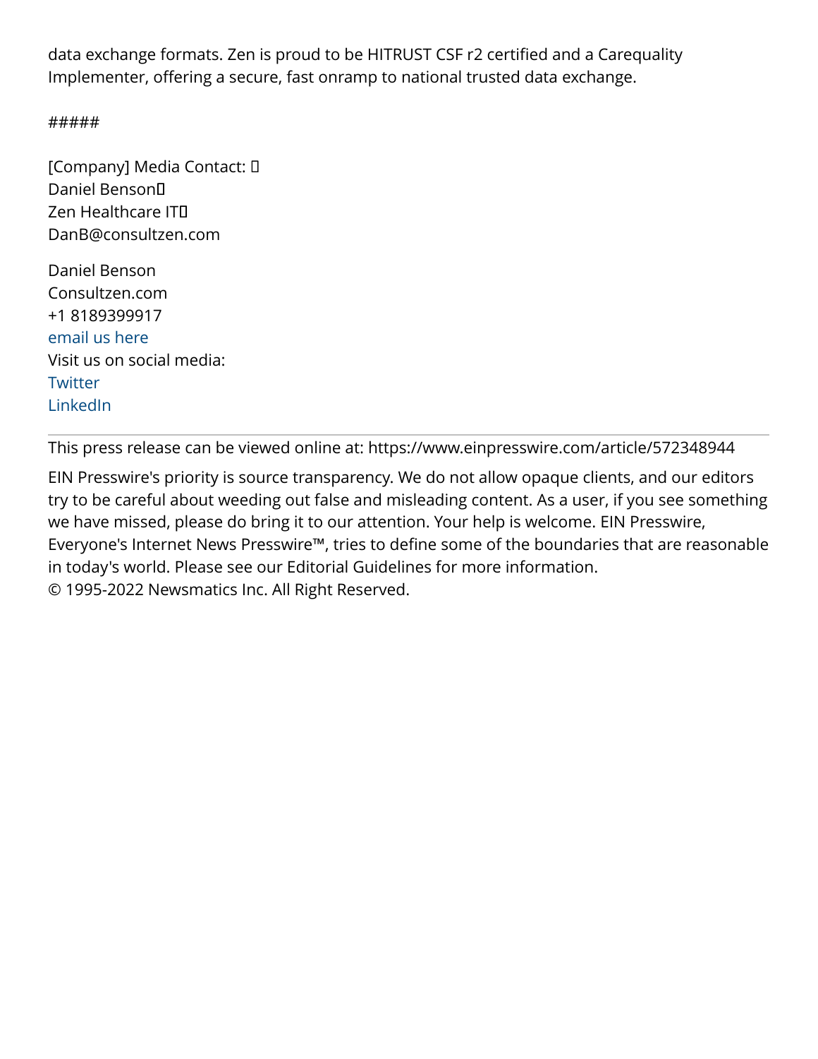data exchange formats. Zen is proud to be HITRUST CSF r2 certified and a Carequality Implementer, offering a secure, fast onramp to national trusted data exchange.

#####

[Company] Media Contact:
Daniel Benson
Zen Healthcare IT
DanB@consultzen.com

Daniel Benson
Consultzen.com
+1 8189399917
email us here
Visit us on social media:
Twitter
LinkedIn

---

This press release can be viewed online at: https://www.einpresswire.com/article/572348944

EIN Presswire's priority is source transparency. We do not allow opaque clients, and our editors try to be careful about weeding out false and misleading content. As a user, if you see something we have missed, please do bring it to our attention. Your help is welcome. EIN Presswire, Everyone's Internet News Presswire™, tries to define some of the boundaries that are reasonable in today's world. Please see our Editorial Guidelines for more information.
© 1995-2022 Newsmatics Inc. All Right Reserved.